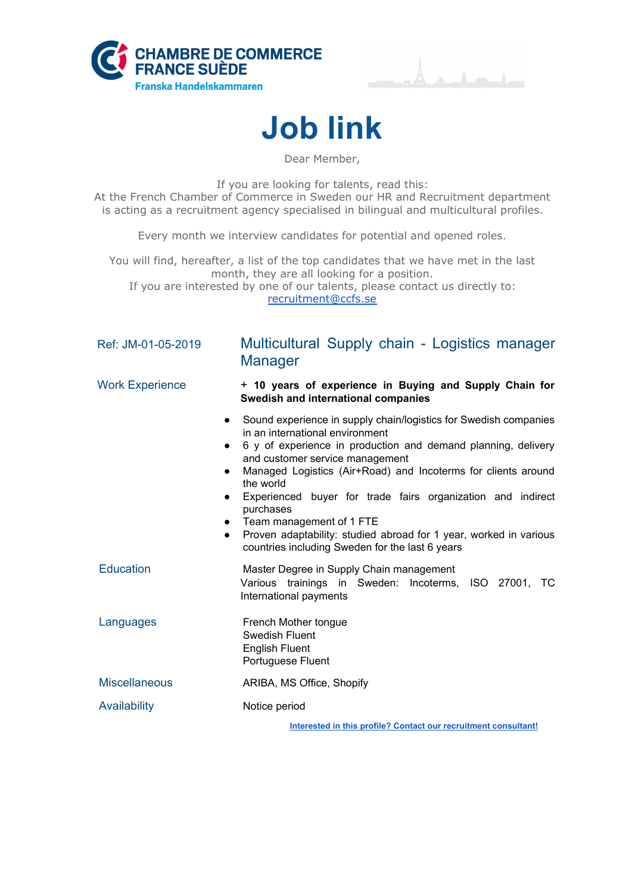CHAMBRE DE COMMERCE
FRANCE SUÈDE
Franska Handelskammaren

# Job link

Dear Member,

If you are looking for talents, read this:
At the French Chamber of Commerce in Sweden our HR and Recruitment department is acting as a recruitment agency specialised in bilingual and multicultural profiles.

Every month we interview candidates for potential and opened roles.

You will find, hereafter, a list of the top candidates that we have met in the last month, they are all looking for a position.
If you are interested by one of our talents, please contact us directly to:
recruitment@ccfs.se

Ref: JM-01-05-2019

## Multicultural Supply chain - Logistics manager Manager

**Work Experience**

**+ 10 years of experience in Buying and Supply Chain for Swedish and international companies**

- Sound experience in supply chain/logistics for Swedish companies in an international environment
- 6 y of experience in production and demand planning, delivery and customer service management
- Managed Logistics (Air+Road) and Incoterms for clients around the world
- Experienced buyer for trade fairs organization and indirect purchases
- Team management of 1 FTE
- Proven adaptability: studied abroad for 1 year, worked in various countries including Sweden for the last 6 years

**Education**

Master Degree in Supply Chain management
Various trainings in Sweden: Incoterms, ISO 27001, TC International payments

**Languages**

French Mother tongue
Swedish Fluent
English Fluent
Portuguese Fluent

**Miscellaneous**

ARIBA, MS Office, Shopify

**Availability**

Notice period

**Interested in this profile? Contact our recruitment consultant!**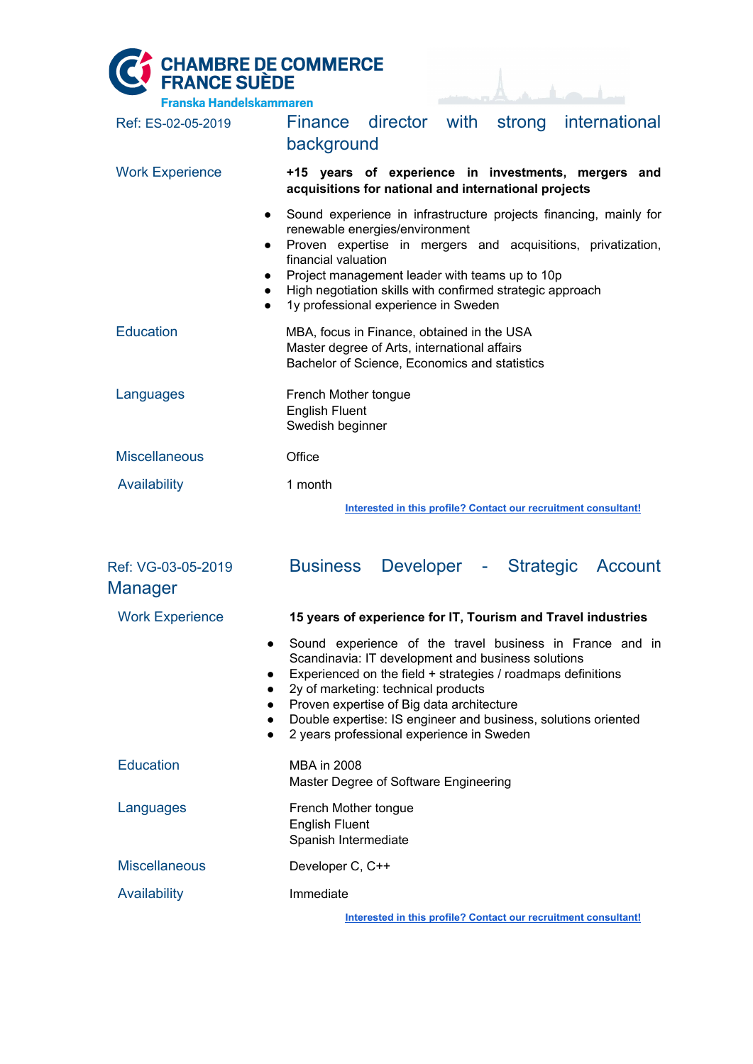**CHAMBRE DE COMMERCE FRANCE SUÈDE**
**Franska Handelskammaren**

Ref: ES-02-05-2019

## Finance director with strong international background

**Work Experience**

**+15 years of experience in investments, mergers and acquisitions for national and international projects**

- Sound experience in infrastructure projects financing, mainly for renewable energies/environment
- Proven expertise in mergers and acquisitions, privatization, financial valuation
- Project management leader with teams up to 10p
- High negotiation skills with confirmed strategic approach
- 1y professional experience in Sweden

**Education**

MBA, focus in Finance, obtained in the USA
Master degree of Arts, international affairs
Bachelor of Science, Economics and statistics

**Languages**

French Mother tongue
English Fluent
Swedish beginner

**Miscellaneous**

Office

**Availability**

1 month

Interested in this profile? Contact our recruitment consultant!

Ref: VG-03-05-2019

## Business Developer - Strategic Account Manager

**Work Experience**

**15 years of experience for IT, Tourism and Travel industries**

- Sound experience of the travel business in France and in Scandinavia: IT development and business solutions
- Experienced on the field + strategies / roadmaps definitions
- 2y of marketing: technical products
- Proven expertise of Big data architecture
- Double expertise: IS engineer and business, solutions oriented
- 2 years professional experience in Sweden

**Education**

MBA in 2008
Master Degree of Software Engineering

**Languages**

French Mother tongue
English Fluent
Spanish Intermediate

**Miscellaneous**

Developer C, C++

**Availability**

Immediate

Interested in this profile? Contact our recruitment consultant!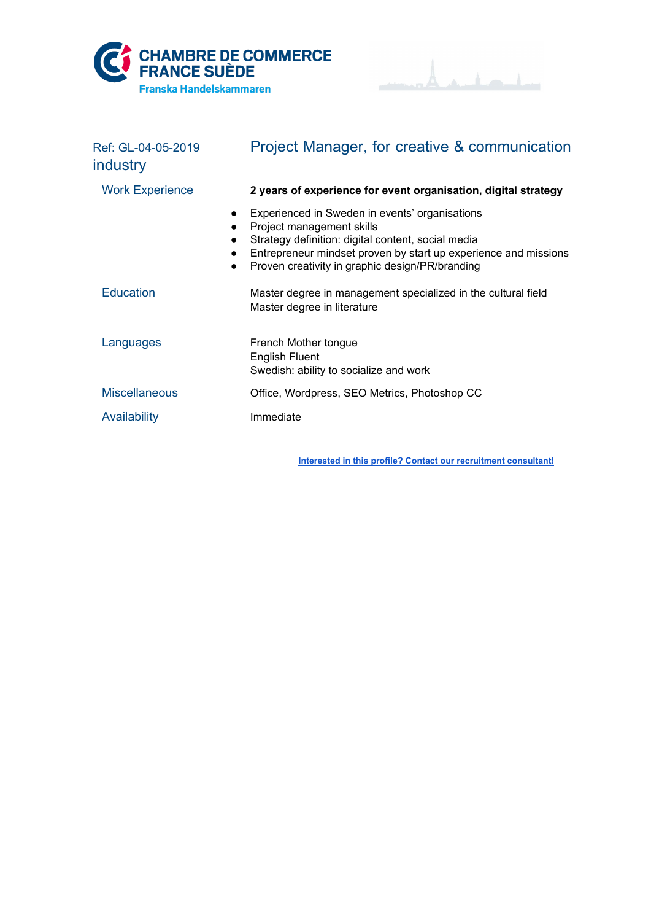**CHAMBRE DE COMMERCE FRANCE SUÈDE**
**Franska Handelskammaren**

Ref: GL-04-05-2019

## Project Manager, for creative & communication industry

| | |
|---|---|
| Work Experience | **2 years of experience for event organisation, digital strategy** |
| | • Experienced in Sweden in events' organisations<br>• Project management skills<br>• Strategy definition: digital content, social media<br>• Entrepreneur mindset proven by start up experience and missions<br>• Proven creativity in graphic design/PR/branding |
| Education | Master degree in management specialized in the cultural field<br>Master degree in literature |
| Languages | French Mother tongue<br>English Fluent<br>Swedish: ability to socialize and work |
| Miscellaneous | Office, Wordpress, SEO Metrics, Photoshop CC |
| Availability | Immediate |

**Interested in this profile? Contact our recruitment consultant!**